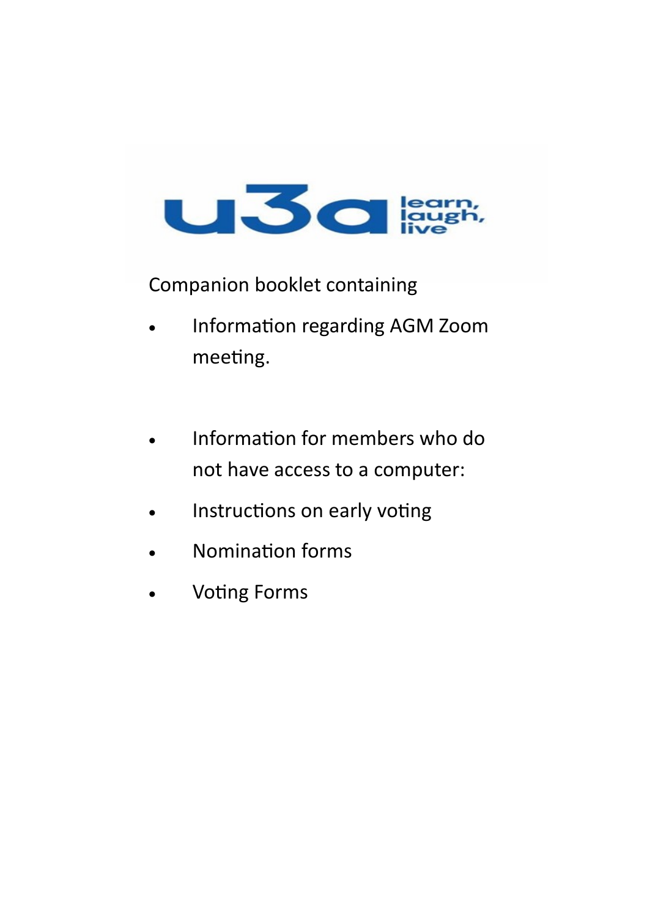u3a learn, laugh, live

Companion booklet containing

- Information regarding AGM Zoom meeting.

- Information for members who do not have access to a computer:
- Instructions on early voting
- Nomination forms
- Voting Forms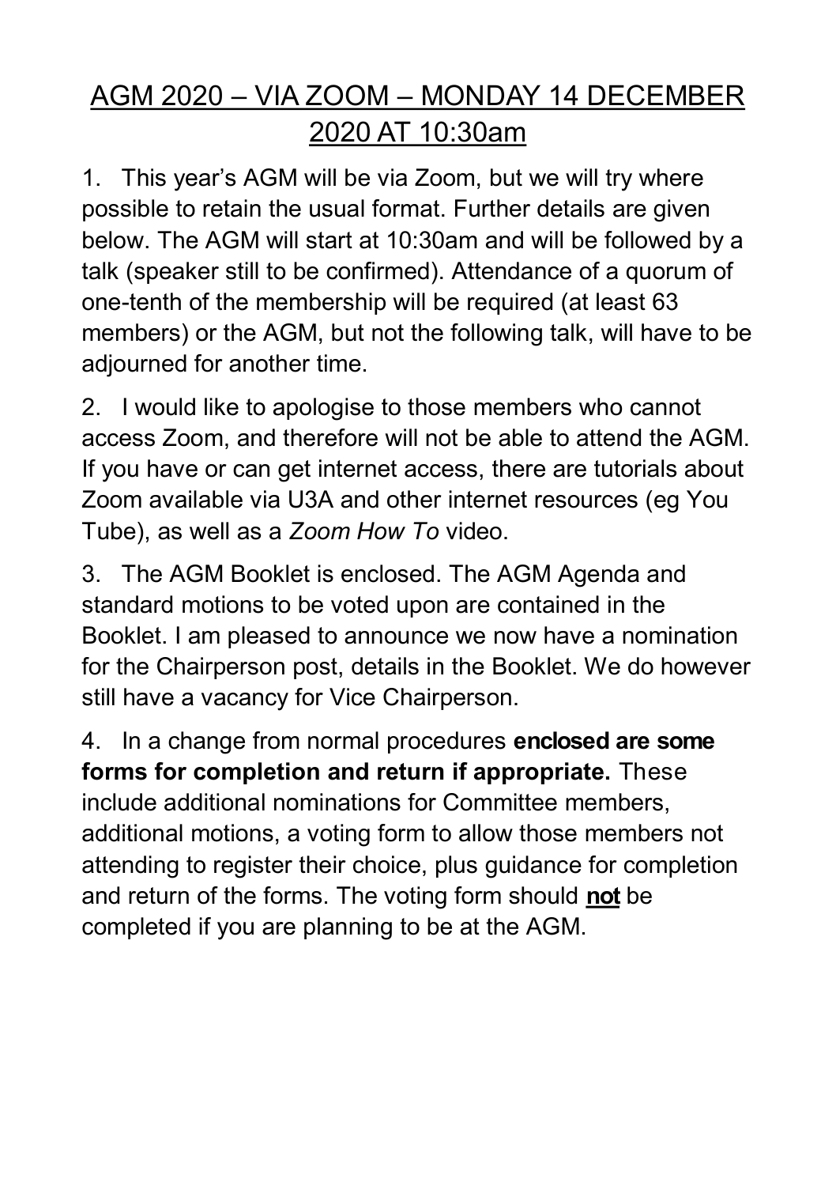# AGM 2020 – VIA ZOOM – MONDAY 14 DECEMBER 2020 AT 10:30am

1. This year's AGM will be via Zoom, but we will try where possible to retain the usual format. Further details are given below. The AGM will start at 10:30am and will be followed by a talk (speaker still to be confirmed). Attendance of a quorum of one-tenth of the membership will be required (at least 63 members) or the AGM, but not the following talk, will have to be adjourned for another time.

2. I would like to apologise to those members who cannot access Zoom, and therefore will not be able to attend the AGM. If you have or can get internet access, there are tutorials about Zoom available via U3A and other internet resources (eg You Tube), as well as a *Zoom How To* video.

3. The AGM Booklet is enclosed. The AGM Agenda and standard motions to be voted upon are contained in the Booklet. I am pleased to announce we now have a nomination for the Chairperson post, details in the Booklet. We do however still have a vacancy for Vice Chairperson.

4. In a change from normal procedures **enclosed are some forms for completion and return if appropriate.** These include additional nominations for Committee members, additional motions, a voting form to allow those members not attending to register their choice, plus guidance for completion and return of the forms. The voting form should **not** be completed if you are planning to be at the AGM.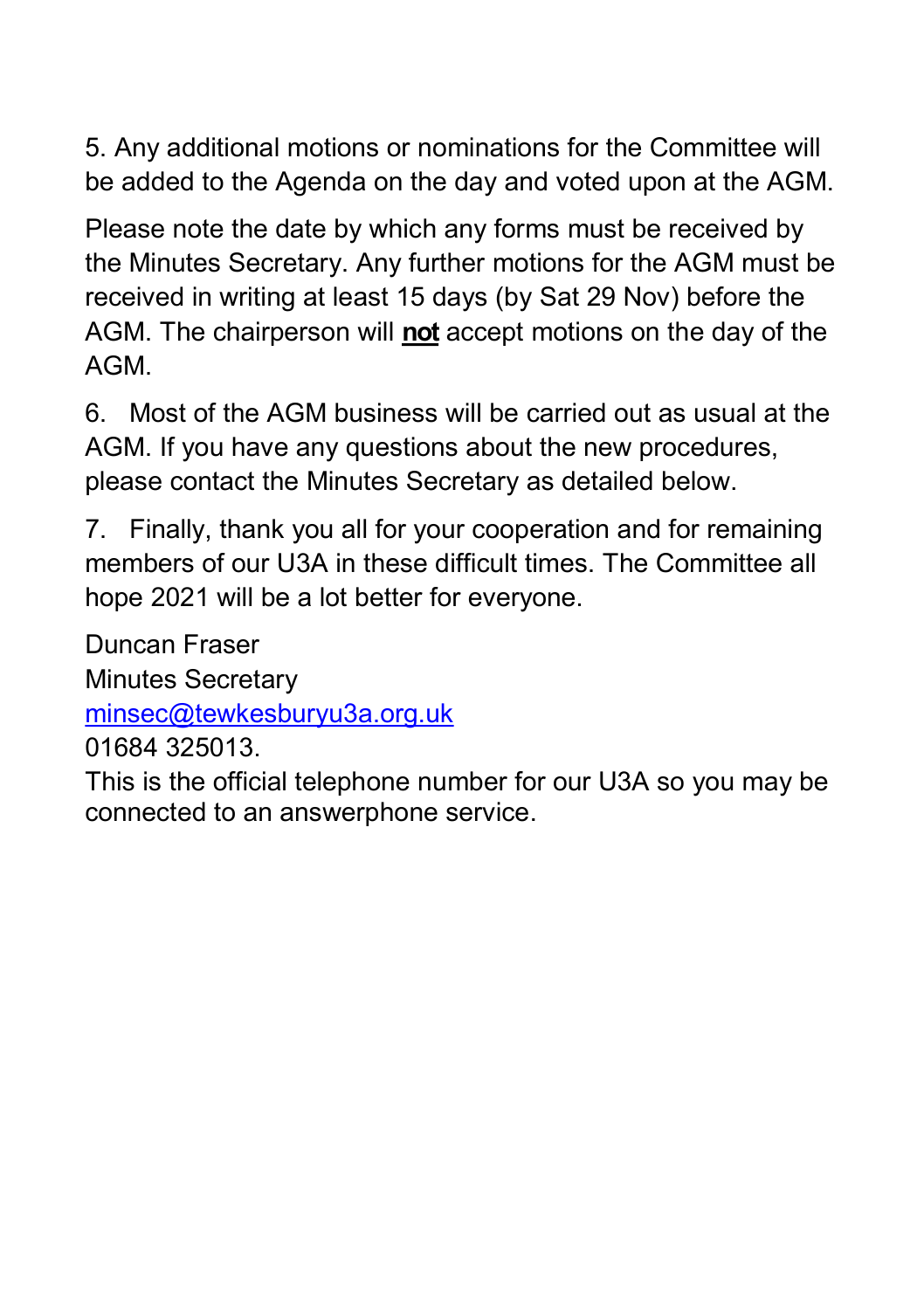5. Any additional motions or nominations for the Committee will be added to the Agenda on the day and voted upon at the AGM.

Please note the date by which any forms must be received by the Minutes Secretary. Any further motions for the AGM must be received in writing at least 15 days (by Sat 29 Nov) before the AGM. The chairperson will **<u>not</u>** accept motions on the day of the AGM.

6. Most of the AGM business will be carried out as usual at the AGM. If you have any questions about the new procedures, please contact the Minutes Secretary as detailed below.

7. Finally, thank you all for your cooperation and for remaining members of our U3A in these difficult times. The Committee all hope 2021 will be a lot better for everyone.

Duncan Fraser  
Minutes Secretary  
minsec@tewkesburyu3a.org.uk  
01684 325013.  
This is the official telephone number for our U3A so you may be connected to an answerphone service.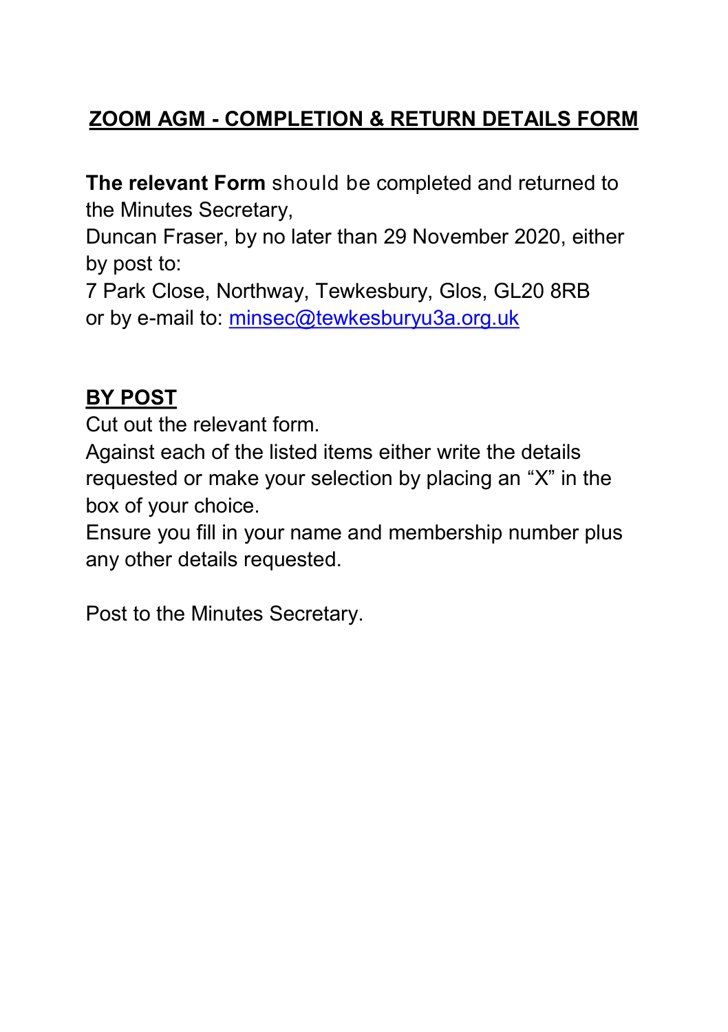# ZOOM AGM - COMPLETION & RETURN DETAILS FORM

**The relevant Form** should be completed and returned to the Minutes Secretary,
Duncan Fraser, by no later than 29 November 2020, either by post to:
7 Park Close, Northway, Tewkesbury, Glos, GL20 8RB
or by e-mail to: minsec@tewkesburyu3a.org.uk

## BY POST

Cut out the relevant form.
Against each of the listed items either write the details requested or make your selection by placing an "X" in the box of your choice.
Ensure you fill in your name and membership number plus any other details requested.

Post to the Minutes Secretary.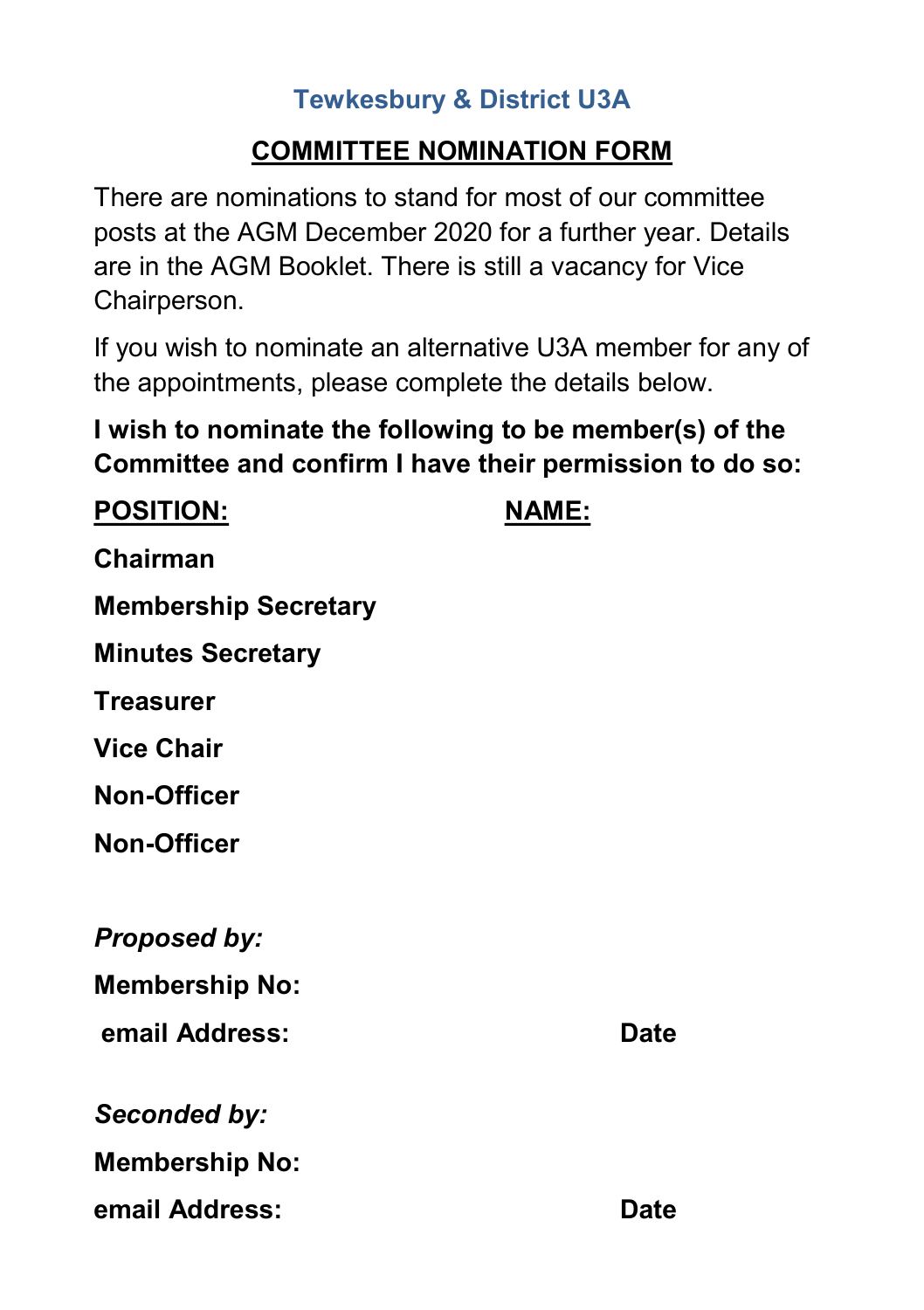## Tewkesbury & District U3A

## COMMITTEE NOMINATION FORM

There are nominations to stand for most of our committee posts at the AGM December 2020 for a further year. Details are in the AGM Booklet. There is still a vacancy for Vice Chairperson.

If you wish to nominate an alternative U3A member for any of the appointments, please complete the details below.

**I wish to nominate the following to be member(s) of the Committee and confirm I have their permission to do so:**

| POSITION: | NAME: |
|---|---|
| **Chairman** | |
| **Membership Secretary** | |
| **Minutes Secretary** | |
| **Treasurer** | |
| **Vice Chair** | |
| **Non-Officer** | |
| **Non-Officer** | |

***Proposed by:***

**Membership No:**

**email Address:** **Date**

***Seconded by:***

**Membership No:**

**email Address:** **Date**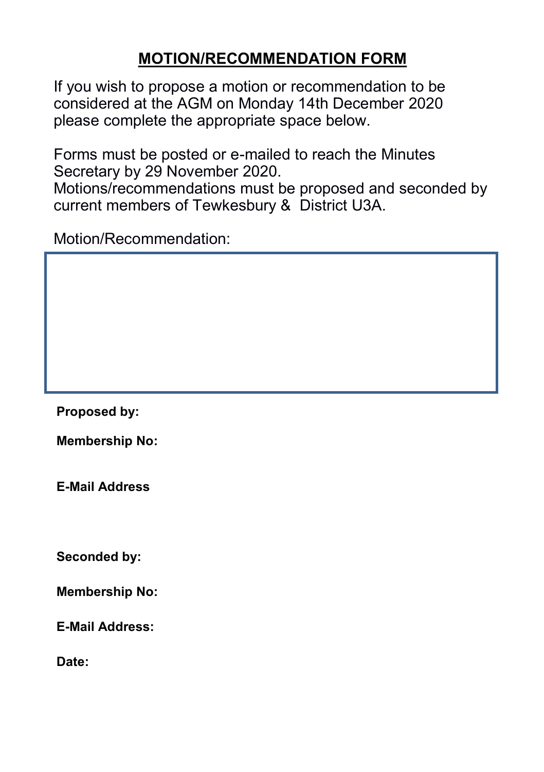# MOTION/RECOMMENDATION FORM

If you wish to propose a motion or recommendation to be considered at the AGM on Monday 14th December 2020 please complete the appropriate space below.

Forms must be posted or e-mailed to reach the Minutes Secretary by 29 November 2020.
Motions/recommendations must be proposed and seconded by current members of Tewkesbury & District U3A.

Motion/Recommendation:

**Proposed by:**

**Membership No:**

**E-Mail Address**

**Seconded by:**

**Membership No:**

**E-Mail Address:**

**Date:**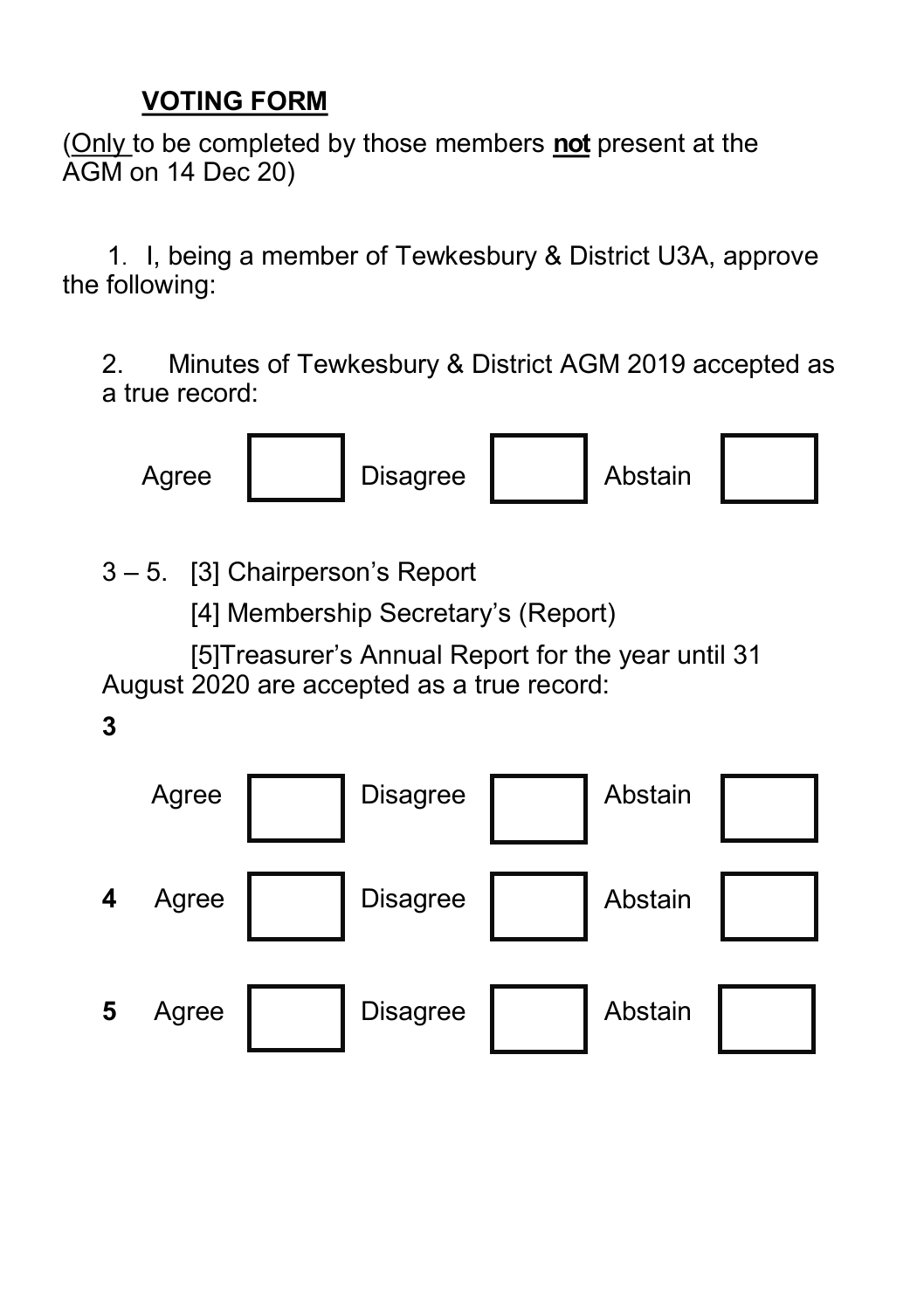## VOTING FORM

(Only to be completed by those members **not** present at the AGM on 14 Dec 20)

1. I, being a member of Tewkesbury & District U3A, approve the following:

2. Minutes of Tewkesbury & District AGM 2019 accepted as a true record:

Agree ☐ Disagree ☐ Abstain ☐

3 – 5. [3] Chairperson's Report

[4] Membership Secretary's (Report)

[5]Treasurer's Annual Report for the year until 31 August 2020 are accepted as a true record:

**3**

Agree ☐ Disagree ☐ Abstain ☐

**4** Agree ☐ Disagree ☐ Abstain ☐

**5** Agree ☐ Disagree ☐ Abstain ☐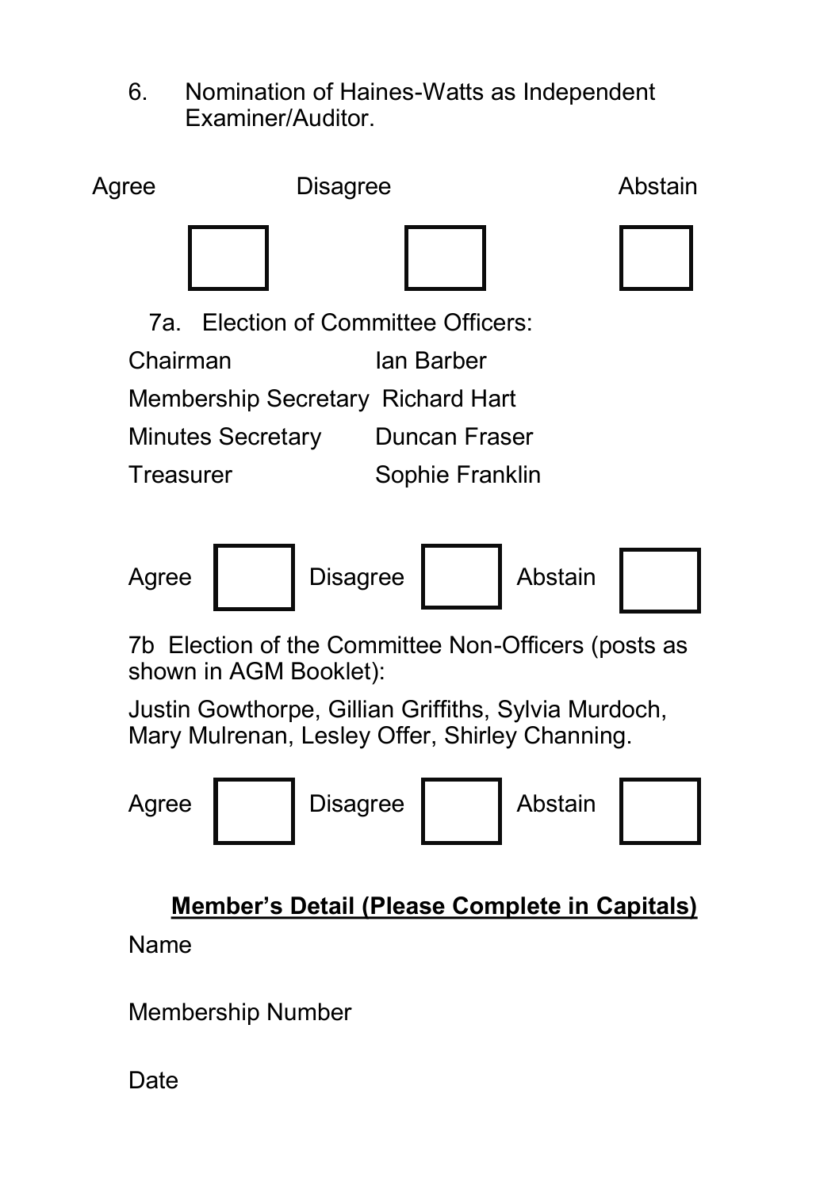6. Nomination of Haines-Watts as Independent Examiner/Auditor.

Agree ☐ Disagree ☐ Abstain ☐

7a. Election of Committee Officers:

| | |
|---|---|
| Chairman | Ian Barber |
| Membership Secretary | Richard Hart |
| Minutes Secretary | Duncan Fraser |
| Treasurer | Sophie Franklin |

Agree ☐ Disagree ☐ Abstain ☐

7b Election of the Committee Non-Officers (posts as shown in AGM Booklet):

Justin Gowthorpe, Gillian Griffiths, Sylvia Murdoch, Mary Mulrenan, Lesley Offer, Shirley Channing.

Agree ☐ Disagree ☐ Abstain ☐

**Member's Detail (Please Complete in Capitals)**

Name

Membership Number

Date